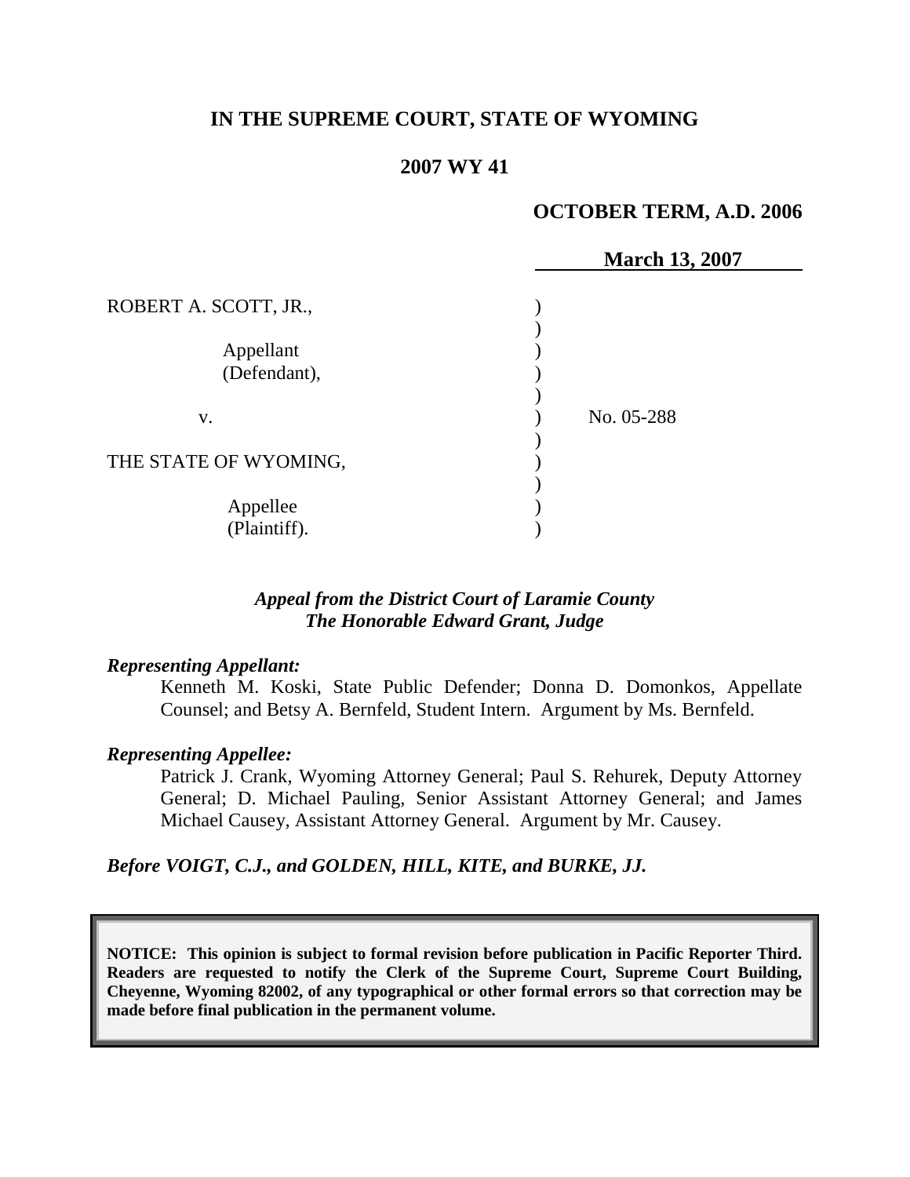**IN THE SUPREME COURT, STATE OF WYOMING**

**2007 WY 41**

**OCTOBER TERM, A.D. 2006**

**March 13, 2007**

| | | |
|---|---|---|
| ROBERT A. SCOTT, JR., | ) | |
| | ) | |
| Appellant | ) | |
| (Defendant), | ) | |
| | ) | |
| v. | ) | No. 05-288 |
| | ) | |
| THE STATE OF WYOMING, | ) | |
| | ) | |
| Appellee | ) | |
| (Plaintiff). | ) | |

***Appeal from the District Court of Laramie County***
***The Honorable Edward Grant, Judge***

***Representing Appellant:***

Kenneth M. Koski, State Public Defender; Donna D. Domonkos, Appellate Counsel; and Betsy A. Bernfeld, Student Intern. Argument by Ms. Bernfeld.

***Representing Appellee:***

Patrick J. Crank, Wyoming Attorney General; Paul S. Rehurek, Deputy Attorney General; D. Michael Pauling, Senior Assistant Attorney General; and James Michael Causey, Assistant Attorney General. Argument by Mr. Causey.

***Before VOIGT, C.J., and GOLDEN, HILL, KITE, and BURKE, JJ.***

**NOTICE: This opinion is subject to formal revision before publication in Pacific Reporter Third. Readers are requested to notify the Clerk of the Supreme Court, Supreme Court Building, Cheyenne, Wyoming 82002, of any typographical or other formal errors so that correction may be made before final publication in the permanent volume.**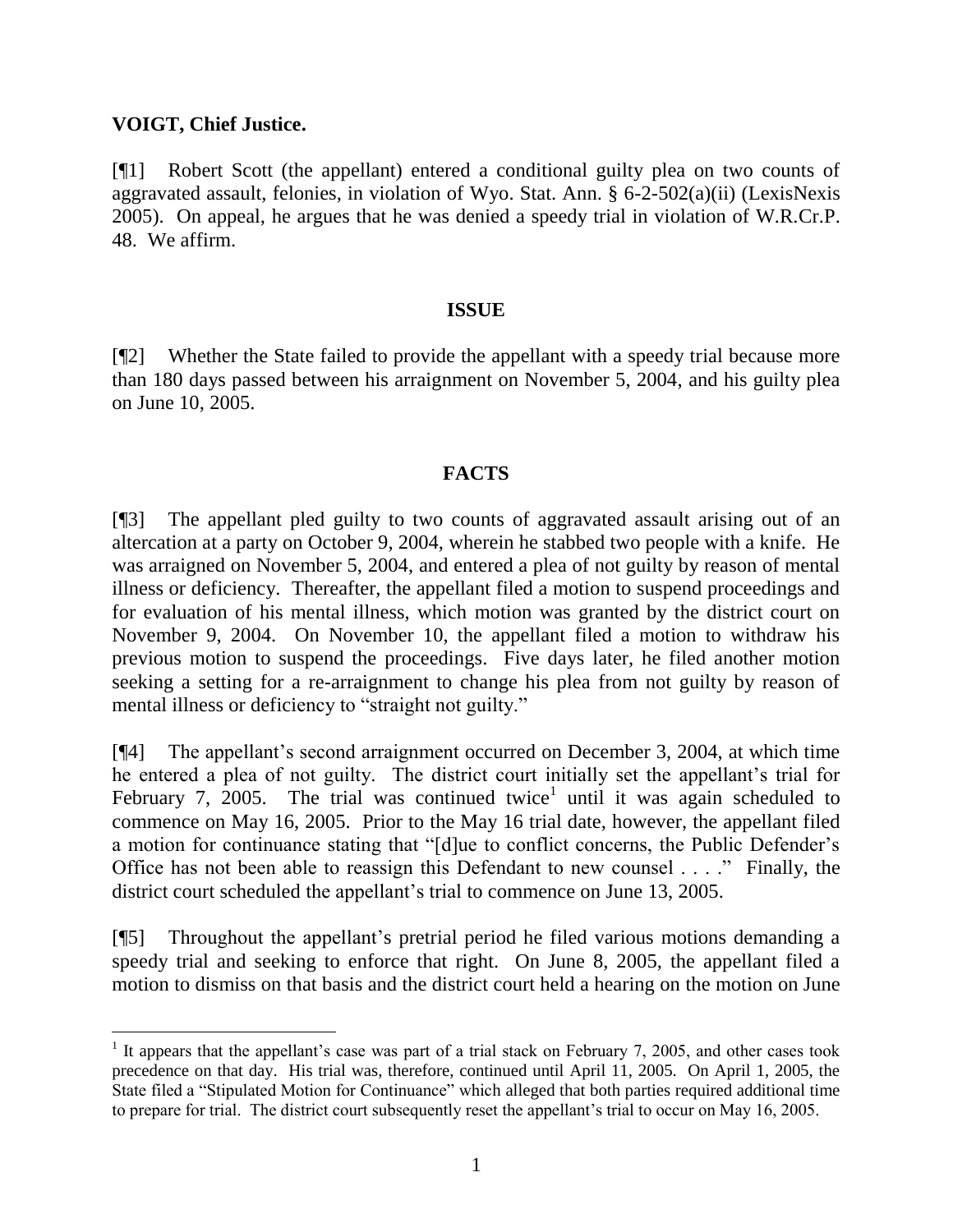**VOIGT, Chief Justice.**

[¶1] Robert Scott (the appellant) entered a conditional guilty plea on two counts of aggravated assault, felonies, in violation of Wyo. Stat. Ann. § 6-2-502(a)(ii) (LexisNexis 2005). On appeal, he argues that he was denied a speedy trial in violation of W.R.Cr.P. 48. We affirm.

## ISSUE

[¶2] Whether the State failed to provide the appellant with a speedy trial because more than 180 days passed between his arraignment on November 5, 2004, and his guilty plea on June 10, 2005.

## FACTS

[¶3] The appellant pled guilty to two counts of aggravated assault arising out of an altercation at a party on October 9, 2004, wherein he stabbed two people with a knife. He was arraigned on November 5, 2004, and entered a plea of not guilty by reason of mental illness or deficiency. Thereafter, the appellant filed a motion to suspend proceedings and for evaluation of his mental illness, which motion was granted by the district court on November 9, 2004. On November 10, the appellant filed a motion to withdraw his previous motion to suspend the proceedings. Five days later, he filed another motion seeking a setting for a re-arraignment to change his plea from not guilty by reason of mental illness or deficiency to "straight not guilty."

[¶4] The appellant's second arraignment occurred on December 3, 2004, at which time he entered a plea of not guilty. The district court initially set the appellant's trial for February 7, 2005. The trial was continued twice[1] until it was again scheduled to commence on May 16, 2005. Prior to the May 16 trial date, however, the appellant filed a motion for continuance stating that "[d]ue to conflict concerns, the Public Defender's Office has not been able to reassign this Defendant to new counsel . . . ." Finally, the district court scheduled the appellant's trial to commence on June 13, 2005.

[¶5] Throughout the appellant's pretrial period he filed various motions demanding a speedy trial and seeking to enforce that right. On June 8, 2005, the appellant filed a motion to dismiss on that basis and the district court held a hearing on the motion on June

[1] It appears that the appellant's case was part of a trial stack on February 7, 2005, and other cases took precedence on that day. His trial was, therefore, continued until April 11, 2005. On April 1, 2005, the State filed a "Stipulated Motion for Continuance" which alleged that both parties required additional time to prepare for trial. The district court subsequently reset the appellant's trial to occur on May 16, 2005.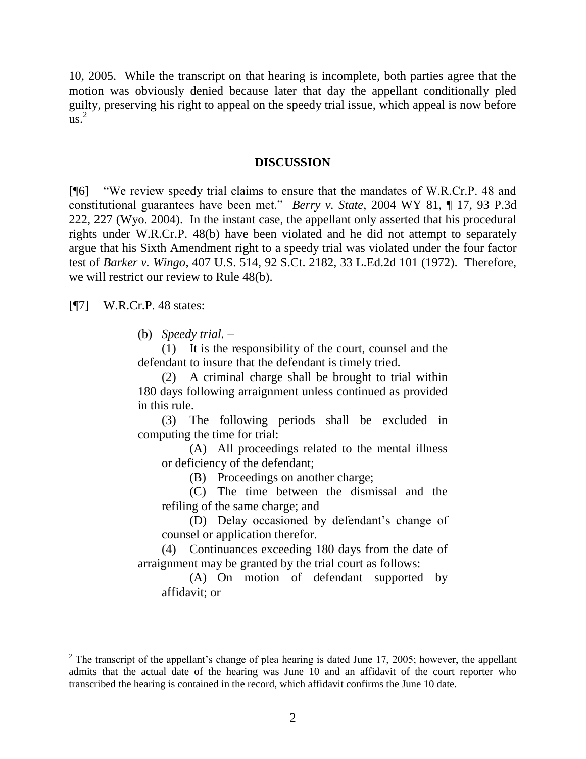10, 2005. While the transcript on that hearing is incomplete, both parties agree that the motion was obviously denied because later that day the appellant conditionally pled guilty, preserving his right to appeal on the speedy trial issue, which appeal is now before us.[2]

## DISCUSSION

[¶6] "We review speedy trial claims to ensure that the mandates of W.R.Cr.P. 48 and constitutional guarantees have been met." *Berry v. State*, 2004 WY 81, ¶ 17, 93 P.3d 222, 227 (Wyo. 2004). In the instant case, the appellant only asserted that his procedural rights under W.R.Cr.P. 48(b) have been violated and he did not attempt to separately argue that his Sixth Amendment right to a speedy trial was violated under the four factor test of *Barker v. Wingo*, 407 U.S. 514, 92 S.Ct. 2182, 33 L.Ed.2d 101 (1972). Therefore, we will restrict our review to Rule 48(b).

[¶7] W.R.Cr.P. 48 states:

> (b) *Speedy trial.* –
>
> (1) It is the responsibility of the court, counsel and the defendant to insure that the defendant is timely tried.
>
> (2) A criminal charge shall be brought to trial within 180 days following arraignment unless continued as provided in this rule.
>
> (3) The following periods shall be excluded in computing the time for trial:
>
> (A) All proceedings related to the mental illness or deficiency of the defendant;
>
> (B) Proceedings on another charge;
>
> (C) The time between the dismissal and the refiling of the same charge; and
>
> (D) Delay occasioned by defendant's change of counsel or application therefor.
>
> (4) Continuances exceeding 180 days from the date of arraignment may be granted by the trial court as follows:
>
> (A) On motion of defendant supported by affidavit; or

[2] The transcript of the appellant's change of plea hearing is dated June 17, 2005; however, the appellant admits that the actual date of the hearing was June 10 and an affidavit of the court reporter who transcribed the hearing is contained in the record, which affidavit confirms the June 10 date.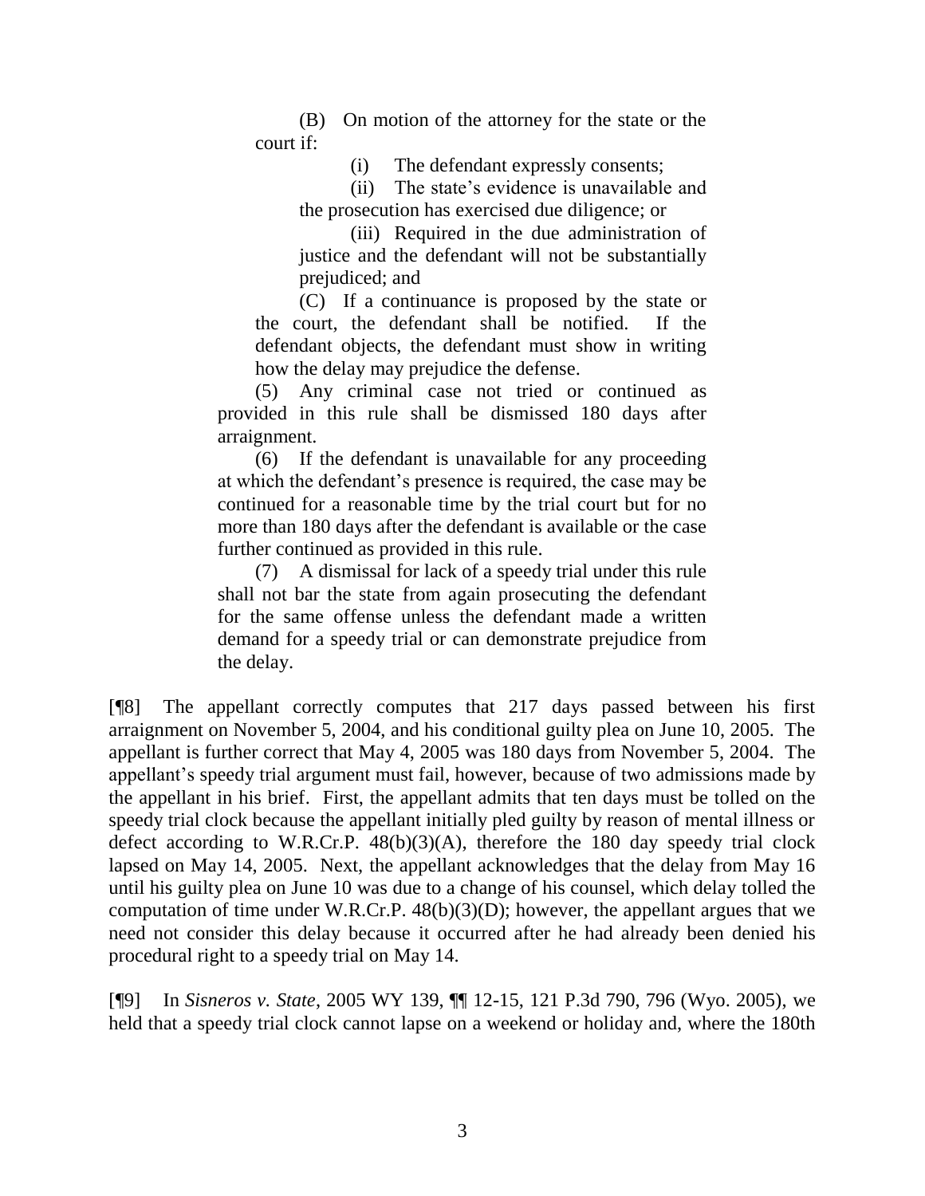(B) On motion of the attorney for the state or the court if:

(i) The defendant expressly consents;

(ii) The state's evidence is unavailable and the prosecution has exercised due diligence; or

(iii) Required in the due administration of justice and the defendant will not be substantially prejudiced; and

(C) If a continuance is proposed by the state or the court, the defendant shall be notified. If the defendant objects, the defendant must show in writing how the delay may prejudice the defense.

(5) Any criminal case not tried or continued as provided in this rule shall be dismissed 180 days after arraignment.

(6) If the defendant is unavailable for any proceeding at which the defendant's presence is required, the case may be continued for a reasonable time by the trial court but for no more than 180 days after the defendant is available or the case further continued as provided in this rule.

(7) A dismissal for lack of a speedy trial under this rule shall not bar the state from again prosecuting the defendant for the same offense unless the defendant made a written demand for a speedy trial or can demonstrate prejudice from the delay.

[¶8] The appellant correctly computes that 217 days passed between his first arraignment on November 5, 2004, and his conditional guilty plea on June 10, 2005. The appellant is further correct that May 4, 2005 was 180 days from November 5, 2004. The appellant's speedy trial argument must fail, however, because of two admissions made by the appellant in his brief. First, the appellant admits that ten days must be tolled on the speedy trial clock because the appellant initially pled guilty by reason of mental illness or defect according to W.R.Cr.P. 48(b)(3)(A), therefore the 180 day speedy trial clock lapsed on May 14, 2005. Next, the appellant acknowledges that the delay from May 16 until his guilty plea on June 10 was due to a change of his counsel, which delay tolled the computation of time under W.R.Cr.P. 48(b)(3)(D); however, the appellant argues that we need not consider this delay because it occurred after he had already been denied his procedural right to a speedy trial on May 14.

[¶9] In *Sisneros v. State*, 2005 WY 139, ¶¶ 12-15, 121 P.3d 790, 796 (Wyo. 2005), we held that a speedy trial clock cannot lapse on a weekend or holiday and, where the 180th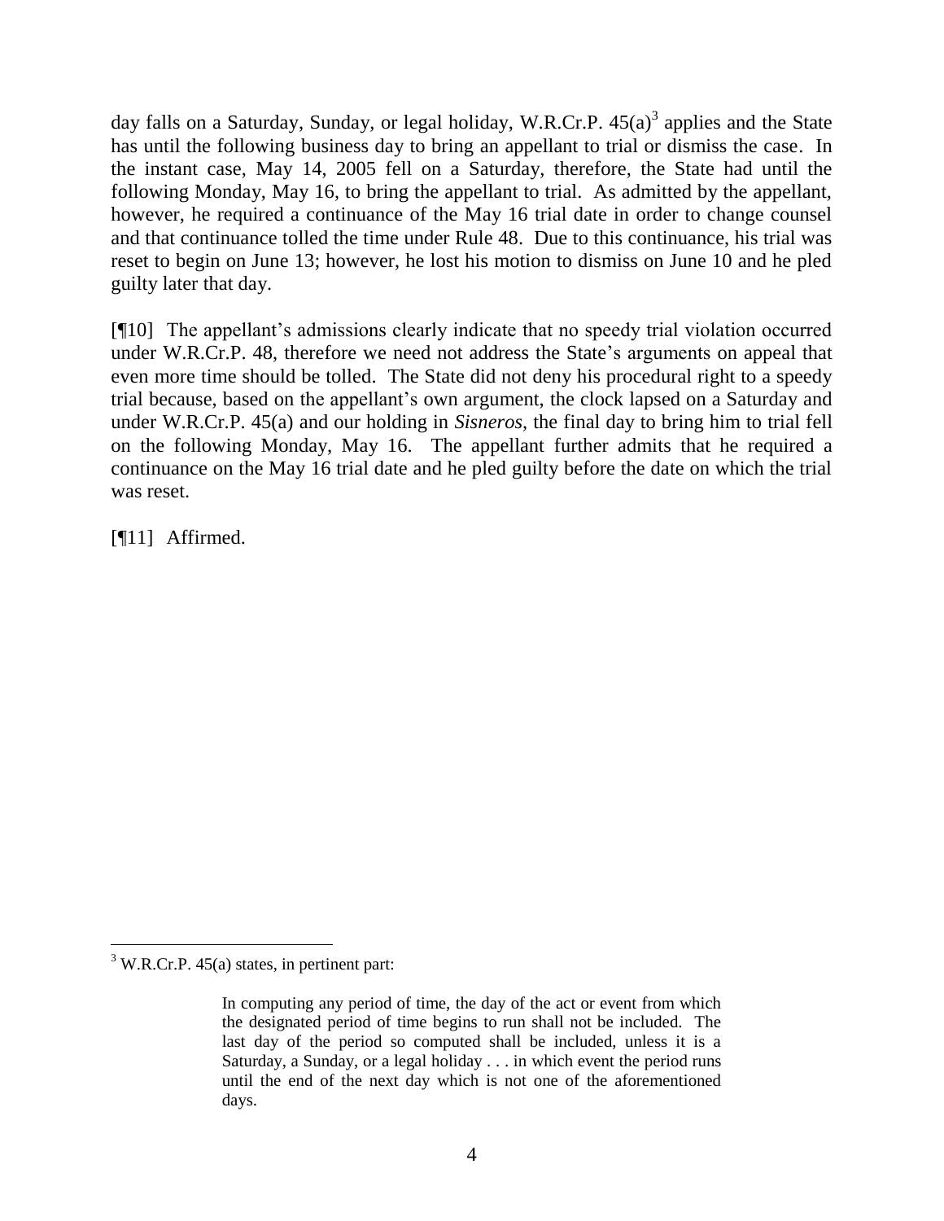day falls on a Saturday, Sunday, or legal holiday, W.R.Cr.P. 45(a)[3] applies and the State has until the following business day to bring an appellant to trial or dismiss the case. In the instant case, May 14, 2005 fell on a Saturday, therefore, the State had until the following Monday, May 16, to bring the appellant to trial. As admitted by the appellant, however, he required a continuance of the May 16 trial date in order to change counsel and that continuance tolled the time under Rule 48. Due to this continuance, his trial was reset to begin on June 13; however, he lost his motion to dismiss on June 10 and he pled guilty later that day.

[¶10] The appellant's admissions clearly indicate that no speedy trial violation occurred under W.R.Cr.P. 48, therefore we need not address the State's arguments on appeal that even more time should be tolled. The State did not deny his procedural right to a speedy trial because, based on the appellant's own argument, the clock lapsed on a Saturday and under W.R.Cr.P. 45(a) and our holding in *Sisneros*, the final day to bring him to trial fell on the following Monday, May 16. The appellant further admits that he required a continuance on the May 16 trial date and he pled guilty before the date on which the trial was reset.

[¶11] Affirmed.

---

[3] W.R.Cr.P. 45(a) states, in pertinent part:

> In computing any period of time, the day of the act or event from which the designated period of time begins to run shall not be included. The last day of the period so computed shall be included, unless it is a Saturday, a Sunday, or a legal holiday . . . in which event the period runs until the end of the next day which is not one of the aforementioned days.